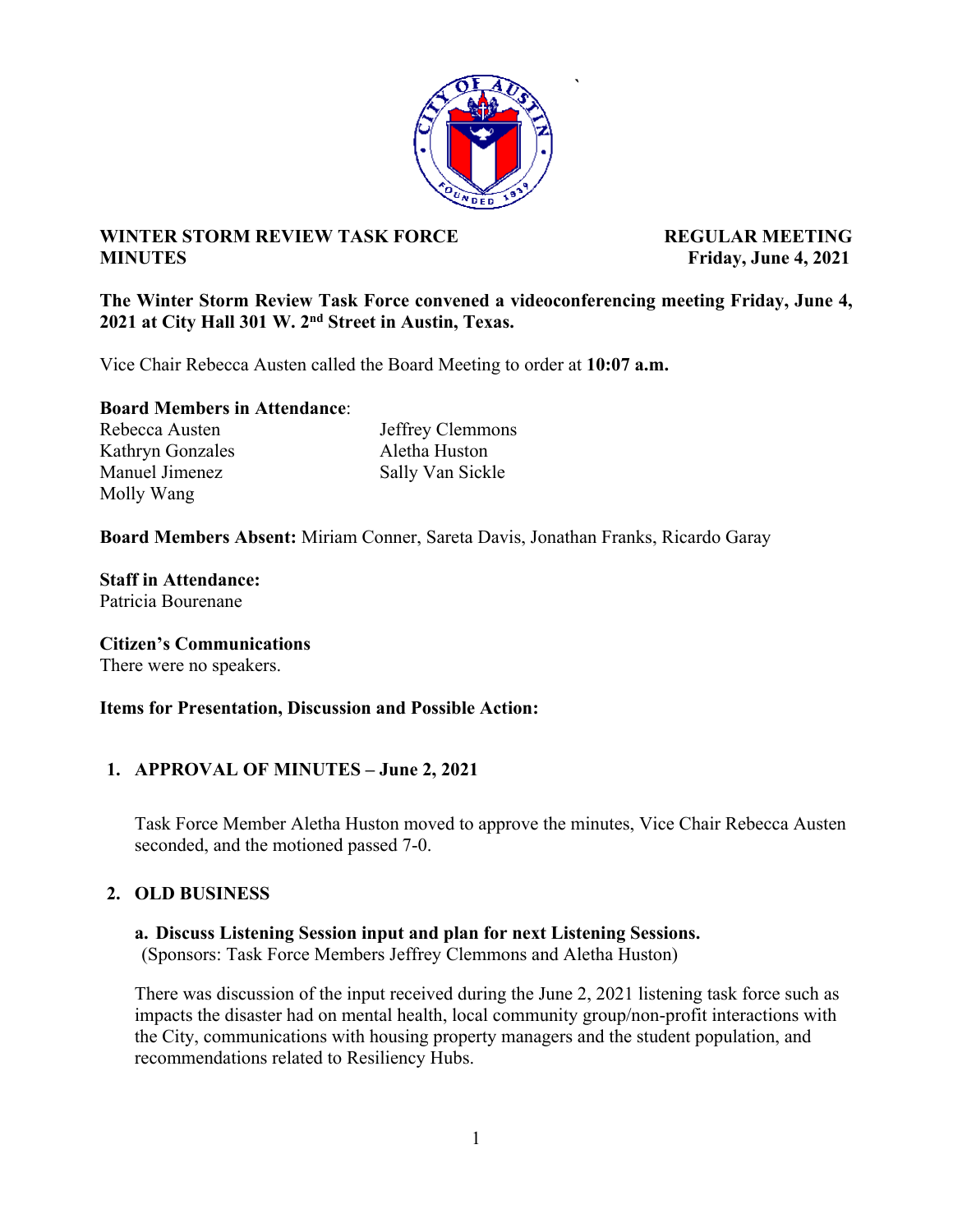**WINTER STORM REVIEW TASK FORCE MINUTES**

**REGULAR MEETING Friday, June 4, 2021**

**The Winter Storm Review Task Force convened a videoconferencing meeting Friday, June 4, 2021 at City Hall 301 W. 2nd Street in Austin, Texas.**

Vice Chair Rebecca Austen called the Board Meeting to order at **10:07 a.m.**

**Board Members in Attendance**:

Rebecca Austen
Kathryn Gonzales
Manuel Jimenez
Molly Wang
Jeffrey Clemmons
Aletha Huston
Sally Van Sickle

**Board Members Absent:** Miriam Conner, Sareta Davis, Jonathan Franks, Ricardo Garay

**Staff in Attendance:**
Patricia Bourenane

**Citizen's Communications**
There were no speakers.

**Items for Presentation, Discussion and Possible Action:**

**1. APPROVAL OF MINUTES – June 2, 2021**

Task Force Member Aletha Huston moved to approve the minutes, Vice Chair Rebecca Austen seconded, and the motioned passed 7-0.

**2. OLD BUSINESS**

**a. Discuss Listening Session input and plan for next Listening Sessions.**
(Sponsors: Task Force Members Jeffrey Clemmons and Aletha Huston)

There was discussion of the input received during the June 2, 2021 listening task force such as impacts the disaster had on mental health, local community group/non-profit interactions with the City, communications with housing property managers and the student population, and recommendations related to Resiliency Hubs.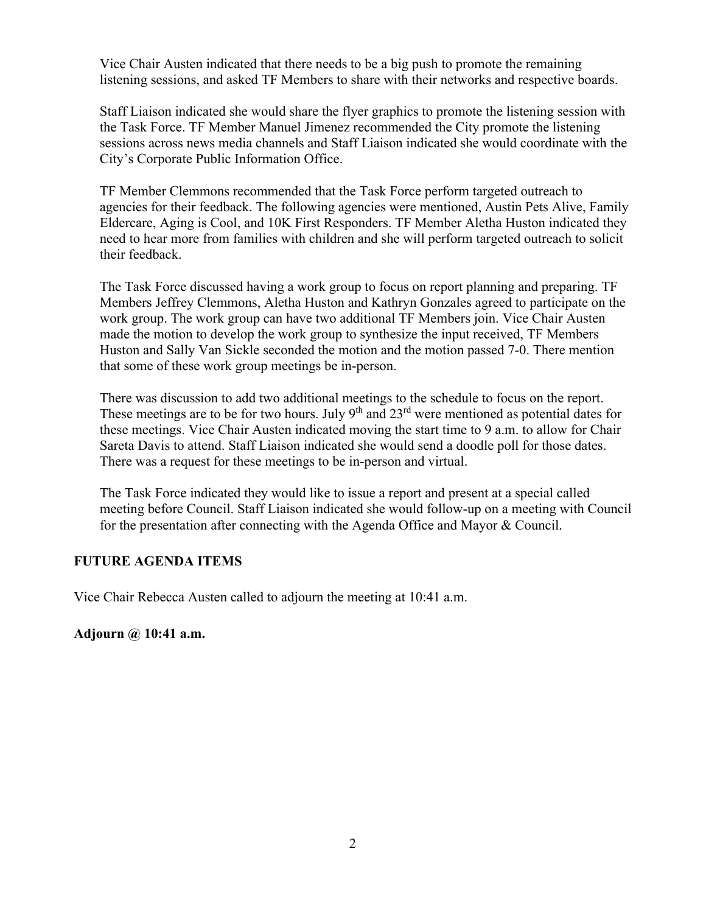Vice Chair Austen indicated that there needs to be a big push to promote the remaining listening sessions, and asked TF Members to share with their networks and respective boards.

Staff Liaison indicated she would share the flyer graphics to promote the listening session with the Task Force. TF Member Manuel Jimenez recommended the City promote the listening sessions across news media channels and Staff Liaison indicated she would coordinate with the City's Corporate Public Information Office.

TF Member Clemmons recommended that the Task Force perform targeted outreach to agencies for their feedback. The following agencies were mentioned, Austin Pets Alive, Family Eldercare, Aging is Cool, and 10K First Responders. TF Member Aletha Huston indicated they need to hear more from families with children and she will perform targeted outreach to solicit their feedback.

The Task Force discussed having a work group to focus on report planning and preparing. TF Members Jeffrey Clemmons, Aletha Huston and Kathryn Gonzales agreed to participate on the work group. The work group can have two additional TF Members join. Vice Chair Austen made the motion to develop the work group to synthesize the input received, TF Members Huston and Sally Van Sickle seconded the motion and the motion passed 7-0. There mention that some of these work group meetings be in-person.

There was discussion to add two additional meetings to the schedule to focus on the report. These meetings are to be for two hours. July 9th and 23rd were mentioned as potential dates for these meetings. Vice Chair Austen indicated moving the start time to 9 a.m. to allow for Chair Sareta Davis to attend. Staff Liaison indicated she would send a doodle poll for those dates. There was a request for these meetings to be in-person and virtual.

The Task Force indicated they would like to issue a report and present at a special called meeting before Council. Staff Liaison indicated she would follow-up on a meeting with Council for the presentation after connecting with the Agenda Office and Mayor & Council.

**FUTURE AGENDA ITEMS**

Vice Chair Rebecca Austen called to adjourn the meeting at 10:41 a.m.

**Adjourn @ 10:41 a.m.**